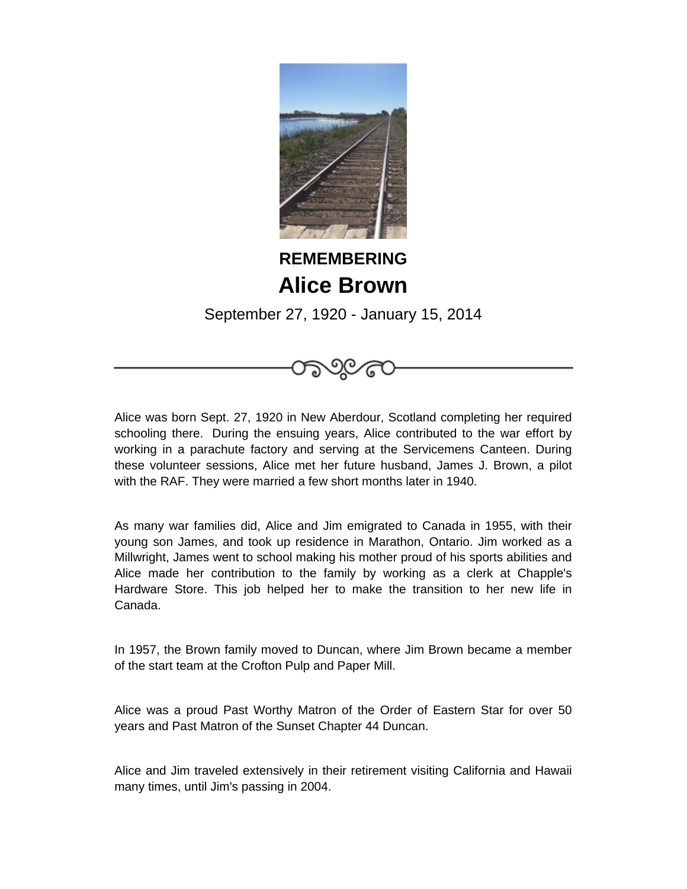**REMEMBERING**

# Alice Brown

September 27, 1920 - January 15, 2014

Alice was born Sept. 27, 1920 in New Aberdour, Scotland completing her required schooling there. During the ensuing years, Alice contributed to the war effort by working in a parachute factory and serving at the Servicemens Canteen. During these volunteer sessions, Alice met her future husband, James J. Brown, a pilot with the RAF. They were married a few short months later in 1940.

As many war families did, Alice and Jim emigrated to Canada in 1955, with their young son James, and took up residence in Marathon, Ontario. Jim worked as a Millwright, James went to school making his mother proud of his sports abilities and Alice made her contribution to the family by working as a clerk at Chapple's Hardware Store. This job helped her to make the transition to her new life in Canada.

In 1957, the Brown family moved to Duncan, where Jim Brown became a member of the start team at the Crofton Pulp and Paper Mill.

Alice was a proud Past Worthy Matron of the Order of Eastern Star for over 50 years and Past Matron of the Sunset Chapter 44 Duncan.

Alice and Jim traveled extensively in their retirement visiting California and Hawaii many times, until Jim's passing in 2004.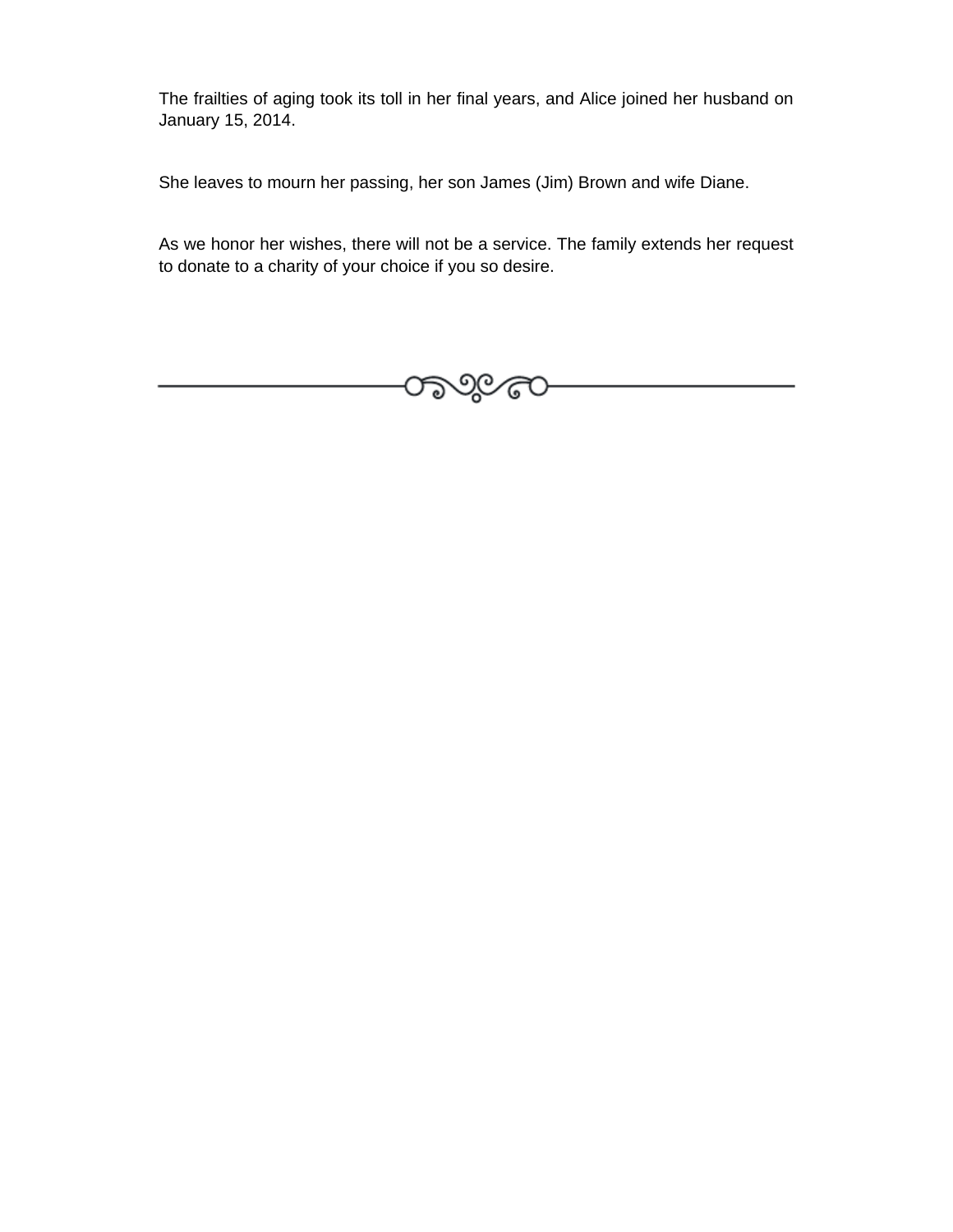The frailties of aging took its toll in her final years, and Alice joined her husband on January 15, 2014.

She leaves to mourn her passing, her son James (Jim) Brown and wife Diane.

As we honor her wishes, there will not be a service. The family extends her request to donate to a charity of your choice if you so desire.